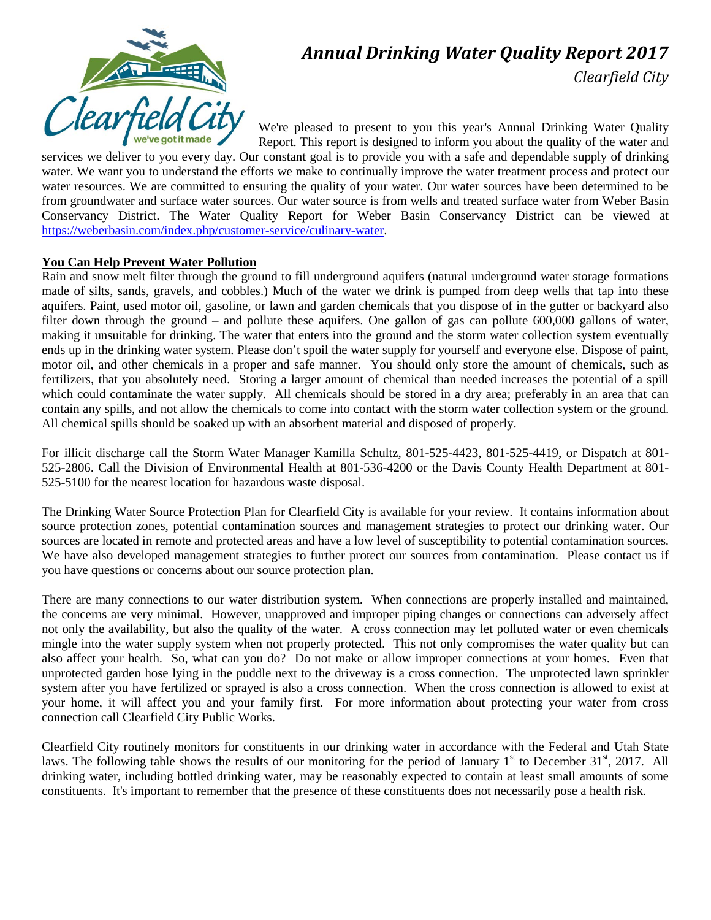# *Annual Drinking Water Quality Report 2017*

*Clearfield City*

We're pleased to present to you this year's Annual Drinking Water Quality Report. This report is designed to inform you about the quality of the water and services we deliver to you every day. Our constant goal is to provide you with a safe and dependable supply of drinking water. We want you to understand the efforts we make to continually improve the water treatment process and protect our water resources. We are committed to ensuring the quality of your water. Our water sources have been determined to be from groundwater and surface water sources. Our water source is from wells and treated surface water from Weber Basin Conservancy District. The Water Quality Report for Weber Basin Conservancy District can be viewed at https://weberbasin.com/index.php/customer-service/culinary-water.

**You Can Help Prevent Water Pollution**

Rain and snow melt filter through the ground to fill underground aquifers (natural underground water storage formations made of silts, sands, gravels, and cobbles.) Much of the water we drink is pumped from deep wells that tap into these aquifers. Paint, used motor oil, gasoline, or lawn and garden chemicals that you dispose of in the gutter or backyard also filter down through the ground – and pollute these aquifers. One gallon of gas can pollute 600,000 gallons of water, making it unsuitable for drinking. The water that enters into the ground and the storm water collection system eventually ends up in the drinking water system. Please don't spoil the water supply for yourself and everyone else. Dispose of paint, motor oil, and other chemicals in a proper and safe manner. You should only store the amount of chemicals, such as fertilizers, that you absolutely need. Storing a larger amount of chemical than needed increases the potential of a spill which could contaminate the water supply. All chemicals should be stored in a dry area; preferably in an area that can contain any spills, and not allow the chemicals to come into contact with the storm water collection system or the ground. All chemical spills should be soaked up with an absorbent material and disposed of properly.

For illicit discharge call the Storm Water Manager Kamilla Schultz, 801-525-4423, 801-525-4419, or Dispatch at 801-525-2806. Call the Division of Environmental Health at 801-536-4200 or the Davis County Health Department at 801-525-5100 for the nearest location for hazardous waste disposal.

The Drinking Water Source Protection Plan for Clearfield City is available for your review. It contains information about source protection zones, potential contamination sources and management strategies to protect our drinking water. Our sources are located in remote and protected areas and have a low level of susceptibility to potential contamination sources. We have also developed management strategies to further protect our sources from contamination. Please contact us if you have questions or concerns about our source protection plan.

There are many connections to our water distribution system. When connections are properly installed and maintained, the concerns are very minimal. However, unapproved and improper piping changes or connections can adversely affect not only the availability, but also the quality of the water. A cross connection may let polluted water or even chemicals mingle into the water supply system when not properly protected. This not only compromises the water quality but can also affect your health. So, what can you do? Do not make or allow improper connections at your homes. Even that unprotected garden hose lying in the puddle next to the driveway is a cross connection. The unprotected lawn sprinkler system after you have fertilized or sprayed is also a cross connection. When the cross connection is allowed to exist at your home, it will affect you and your family first. For more information about protecting your water from cross connection call Clearfield City Public Works.

Clearfield City routinely monitors for constituents in our drinking water in accordance with the Federal and Utah State laws. The following table shows the results of our monitoring for the period of January 1st to December 31st, 2017. All drinking water, including bottled drinking water, may be reasonably expected to contain at least small amounts of some constituents. It's important to remember that the presence of these constituents does not necessarily pose a health risk.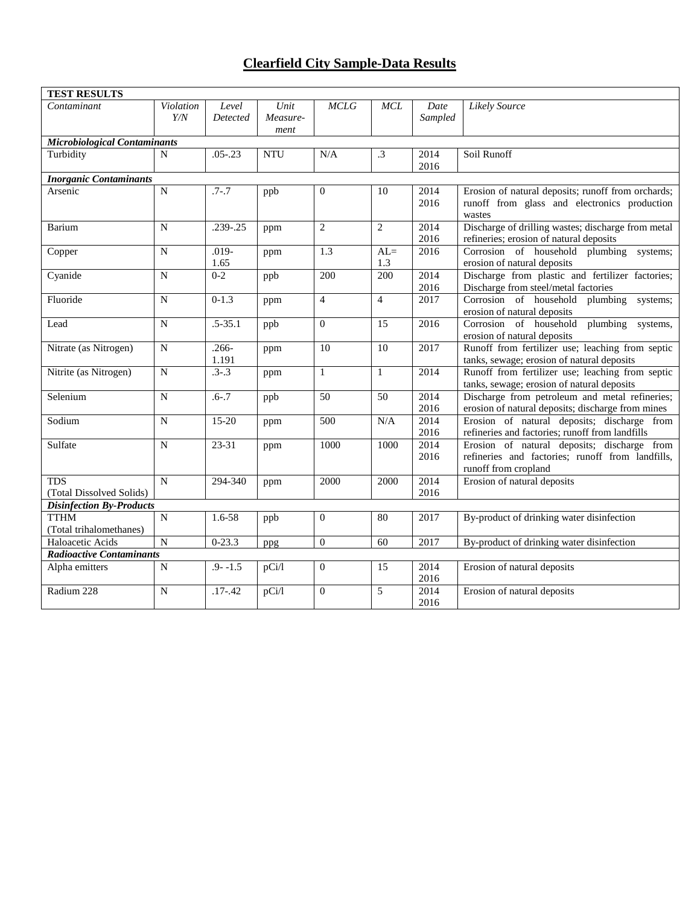# Clearfield City Sample-Data Results

| TEST RESULTS | | | | | | | |
|---|---|---|---|---|---|---|---|
| *Contaminant* | *Violation Y/N* | *Level Detected* | *Unit Measure-ment* | *MCLG* | *MCL* | *Date Sampled* | *Likely Source* |
| ***Microbiological Contaminants*** | | | | | | | |
| Turbidity | N | .05-.23 | NTU | N/A | .3 | 2014 2016 | Soil Runoff |
| ***Inorganic Contaminants*** | | | | | | | |
| Arsenic | N | .7-.7 | ppb | 0 | 10 | 2014 2016 | Erosion of natural deposits; runoff from orchards; runoff from glass and electronics production wastes |
| Barium | N | .239-.25 | ppm | 2 | 2 | 2014 2016 | Discharge of drilling wastes; discharge from metal refineries; erosion of natural deposits |
| Copper | N | .019-1.65 | ppm | 1.3 | AL= 1.3 | 2016 | Corrosion of household plumbing systems; erosion of natural deposits |
| Cyanide | N | 0-2 | ppb | 200 | 200 | 2014 2016 | Discharge from plastic and fertilizer factories; Discharge from steel/metal factories |
| Fluoride | N | 0-1.3 | ppm | 4 | 4 | 2017 | Corrosion of household plumbing systems; erosion of natural deposits |
| Lead | N | .5-35.1 | ppb | 0 | 15 | 2016 | Corrosion of household plumbing systems, erosion of natural deposits |
| Nitrate (as Nitrogen) | N | .266-1.191 | ppm | 10 | 10 | 2017 | Runoff from fertilizer use; leaching from septic tanks, sewage; erosion of natural deposits |
| Nitrite (as Nitrogen) | N | .3-.3 | ppm | 1 | 1 | 2014 | Runoff from fertilizer use; leaching from septic tanks, sewage; erosion of natural deposits |
| Selenium | N | .6-.7 | ppb | 50 | 50 | 2014 2016 | Discharge from petroleum and metal refineries; erosion of natural deposits; discharge from mines |
| Sodium | N | 15-20 | ppm | 500 | N/A | 2014 2016 | Erosion of natural deposits; discharge from refineries and factories; runoff from landfills |
| Sulfate | N | 23-31 | ppm | 1000 | 1000 | 2014 2016 | Erosion of natural deposits; discharge from refineries and factories; runoff from landfills, runoff from cropland |
| TDS (Total Dissolved Solids) | N | 294-340 | ppm | 2000 | 2000 | 2014 2016 | Erosion of natural deposits |
| ***Disinfection By-Products*** | | | | | | | |
| TTHM (Total trihalomethanes) | N | 1.6-58 | ppb | 0 | 80 | 2017 | By-product of drinking water disinfection |
| Haloacetic Acids | N | 0-23.3 | ppg | 0 | 60 | 2017 | By-product of drinking water disinfection |
| ***Radioactive Contaminants*** | | | | | | | |
| Alpha emitters | N | .9- -1.5 | pCi/l | 0 | 15 | 2014 2016 | Erosion of natural deposits |
| Radium 228 | N | .17-.42 | pCi/l | 0 | 5 | 2014 2016 | Erosion of natural deposits |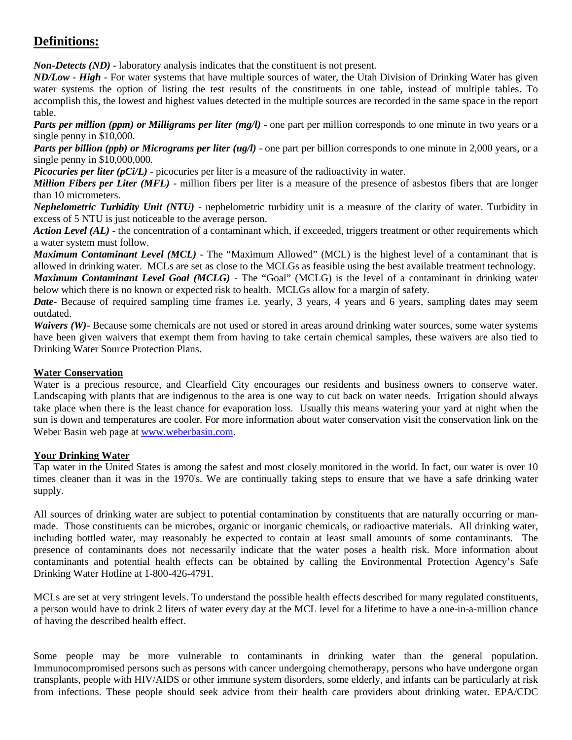## **Definitions:**

***Non-Detects (ND)*** - laboratory analysis indicates that the constituent is not present.
***ND/Low - High*** - For water systems that have multiple sources of water, the Utah Division of Drinking Water has given water systems the option of listing the test results of the constituents in one table, instead of multiple tables. To accomplish this, the lowest and highest values detected in the multiple sources are recorded in the same space in the report table.
***Parts per million (ppm) or Milligrams per liter (mg/l)*** - one part per million corresponds to one minute in two years or a single penny in $10,000.
***Parts per billion (ppb) or Micrograms per liter (ug/l)*** - one part per billion corresponds to one minute in 2,000 years, or a single penny in $10,000,000.
***Picocuries per liter (pCi/L)*** - picocuries per liter is a measure of the radioactivity in water.
***Million Fibers per Liter (MFL)*** - million fibers per liter is a measure of the presence of asbestos fibers that are longer than 10 micrometers.
***Nephelometric Turbidity Unit (NTU)*** - nephelometric turbidity unit is a measure of the clarity of water. Turbidity in excess of 5 NTU is just noticeable to the average person.
***Action Level (AL)*** - the concentration of a contaminant which, if exceeded, triggers treatment or other requirements which a water system must follow.
***Maximum Contaminant Level (MCL)*** - The "Maximum Allowed" (MCL) is the highest level of a contaminant that is allowed in drinking water. MCLs are set as close to the MCLGs as feasible using the best available treatment technology.
***Maximum Contaminant Level Goal (MCLG)*** - The "Goal" (MCLG) is the level of a contaminant in drinking water below which there is no known or expected risk to health. MCLGs allow for a margin of safety.
***Date***- Because of required sampling time frames i.e. yearly, 3 years, 4 years and 6 years, sampling dates may seem outdated.
***Waivers (W)***- Because some chemicals are not used or stored in areas around drinking water sources, some water systems have been given waivers that exempt them from having to take certain chemical samples, these waivers are also tied to Drinking Water Source Protection Plans.

### **Water Conservation**

Water is a precious resource, and Clearfield City encourages our residents and business owners to conserve water. Landscaping with plants that are indigenous to the area is one way to cut back on water needs. Irrigation should always take place when there is the least chance for evaporation loss. Usually this means watering your yard at night when the sun is down and temperatures are cooler. For more information about water conservation visit the conservation link on the Weber Basin web page at www.weberbasin.com.

### **Your Drinking Water**

Tap water in the United States is among the safest and most closely monitored in the world. In fact, our water is over 10 times cleaner than it was in the 1970's. We are continually taking steps to ensure that we have a safe drinking water supply.

All sources of drinking water are subject to potential contamination by constituents that are naturally occurring or man-made. Those constituents can be microbes, organic or inorganic chemicals, or radioactive materials. All drinking water, including bottled water, may reasonably be expected to contain at least small amounts of some contaminants. The presence of contaminants does not necessarily indicate that the water poses a health risk. More information about contaminants and potential health effects can be obtained by calling the Environmental Protection Agency's Safe Drinking Water Hotline at 1-800-426-4791.

MCLs are set at very stringent levels. To understand the possible health effects described for many regulated constituents, a person would have to drink 2 liters of water every day at the MCL level for a lifetime to have a one-in-a-million chance of having the described health effect.

Some people may be more vulnerable to contaminants in drinking water than the general population. Immunocompromised persons such as persons with cancer undergoing chemotherapy, persons who have undergone organ transplants, people with HIV/AIDS or other immune system disorders, some elderly, and infants can be particularly at risk from infections. These people should seek advice from their health care providers about drinking water. EPA/CDC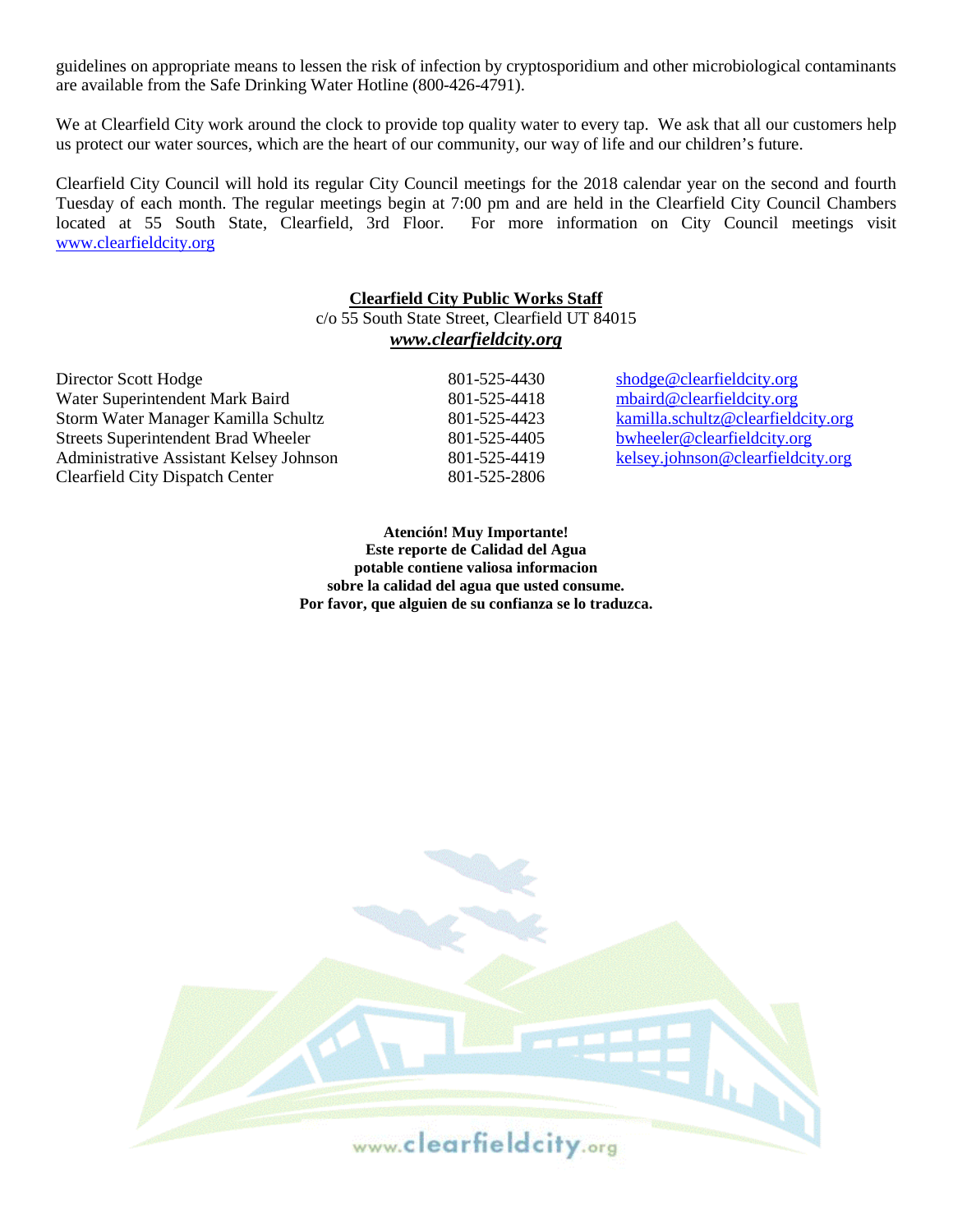guidelines on appropriate means to lessen the risk of infection by cryptosporidium and other microbiological contaminants are available from the Safe Drinking Water Hotline (800-426-4791).

We at Clearfield City work around the clock to provide top quality water to every tap. We ask that all our customers help us protect our water sources, which are the heart of our community, our way of life and our children's future.

Clearfield City Council will hold its regular City Council meetings for the 2018 calendar year on the second and fourth Tuesday of each month. The regular meetings begin at 7:00 pm and are held in the Clearfield City Council Chambers located at 55 South State, Clearfield, 3rd Floor. For more information on City Council meetings visit www.clearfieldcity.org

**Clearfield City Public Works Staff**
c/o 55 South State Street, Clearfield UT 84015
***www.clearfieldcity.org***

| | | |
|---|---|---|
| Director Scott Hodge | 801-525-4430 | shodge@clearfieldcity.org |
| Water Superintendent Mark Baird | 801-525-4418 | mbaird@clearfieldcity.org |
| Storm Water Manager Kamilla Schultz | 801-525-4423 | kamilla.schultz@clearfieldcity.org |
| Streets Superintendent Brad Wheeler | 801-525-4405 | bwheeler@clearfieldcity.org |
| Administrative Assistant Kelsey Johnson | 801-525-4419 | kelsey.johnson@clearfieldcity.org |
| Clearfield City Dispatch Center | 801-525-2806 | |

**Atención! Muy Importante!**
**Este reporte de Calidad del Agua**
**potable contiene valiosa informacion**
**sobre la calidad del agua que usted consume.**
**Por favor, que alguien de su confianza se lo traduzca.**

www.clearfieldcity.org